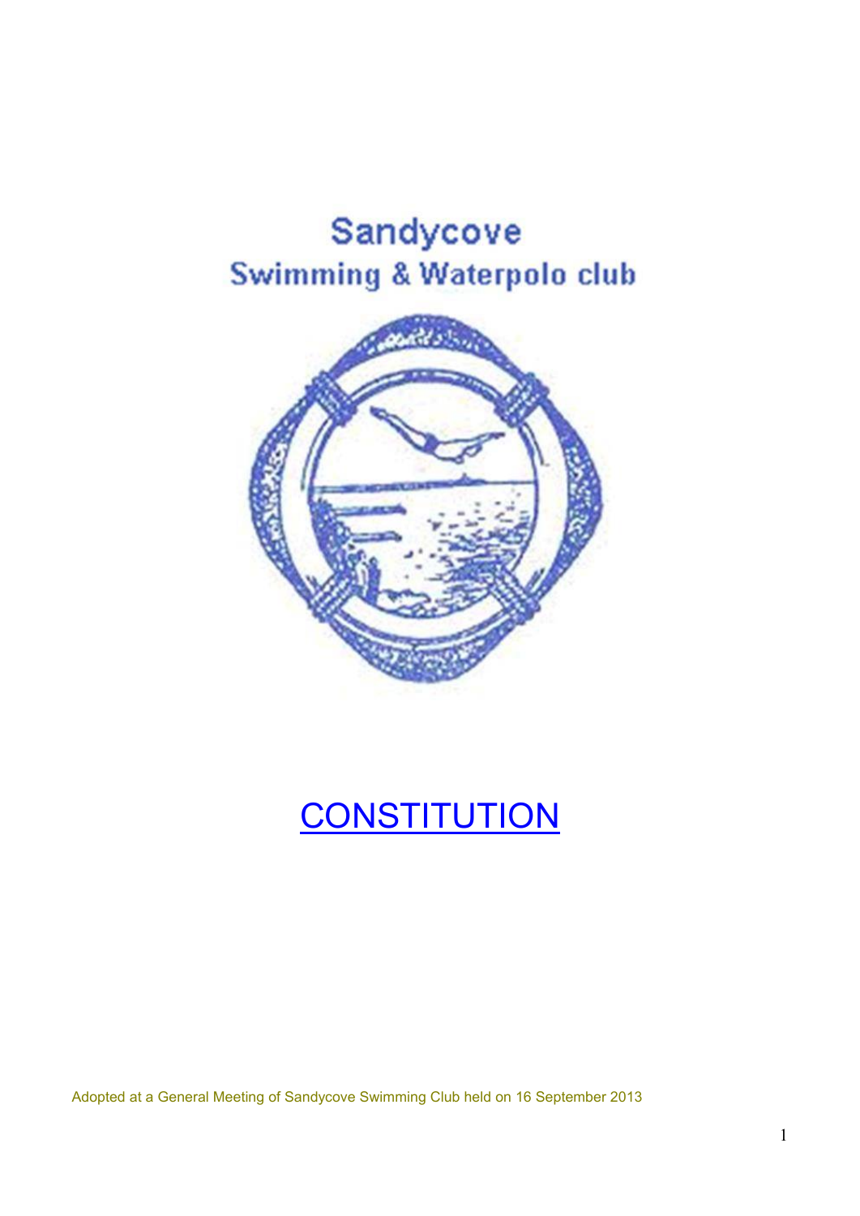Sandycove

Swimming & Waterpolo club

# CONSTITUTION

Adopted at a General Meeting of Sandycove Swimming Club held on 16 September 2013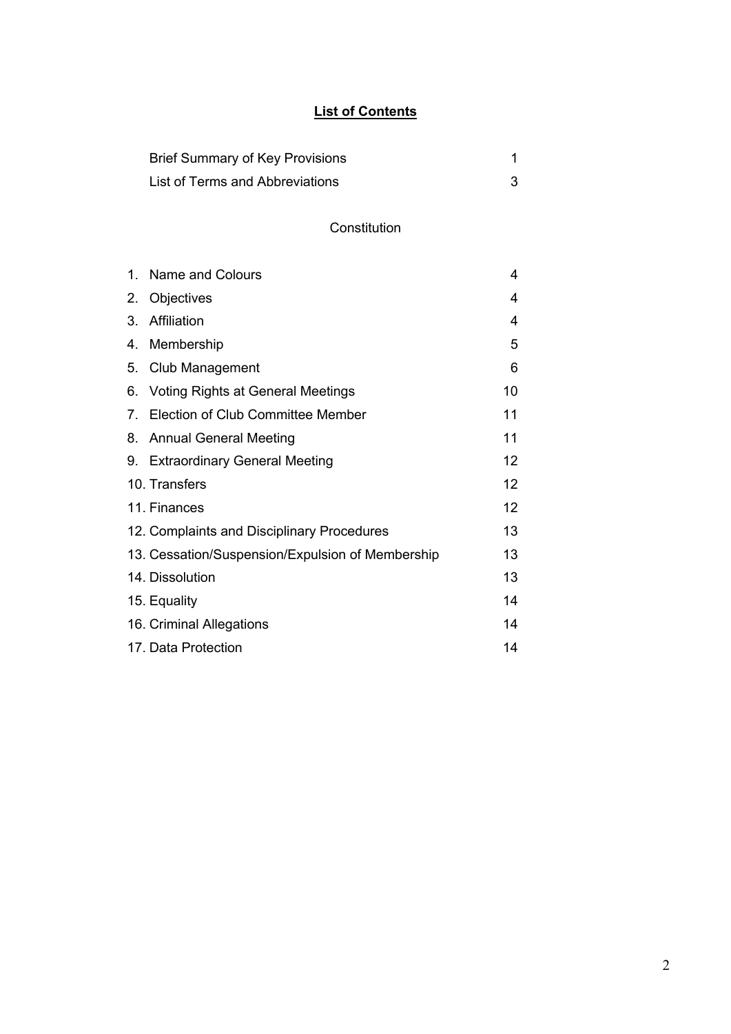# **List of Contents**

| | |
|---|---|
| Brief Summary of Key Provisions | 1 |
| List of Terms and Abbreviations | 3 |

Constitution

| | |
|---|---|
| 1. Name and Colours | 4 |
| 2. Objectives | 4 |
| 3. Affiliation | 4 |
| 4. Membership | 5 |
| 5. Club Management | 6 |
| 6. Voting Rights at General Meetings | 10 |
| 7. Election of Club Committee Member | 11 |
| 8. Annual General Meeting | 11 |
| 9. Extraordinary General Meeting | 12 |
| 10. Transfers | 12 |
| 11. Finances | 12 |
| 12. Complaints and Disciplinary Procedures | 13 |
| 13. Cessation/Suspension/Expulsion of Membership | 13 |
| 14. Dissolution | 13 |
| 15. Equality | 14 |
| 16. Criminal Allegations | 14 |
| 17. Data Protection | 14 |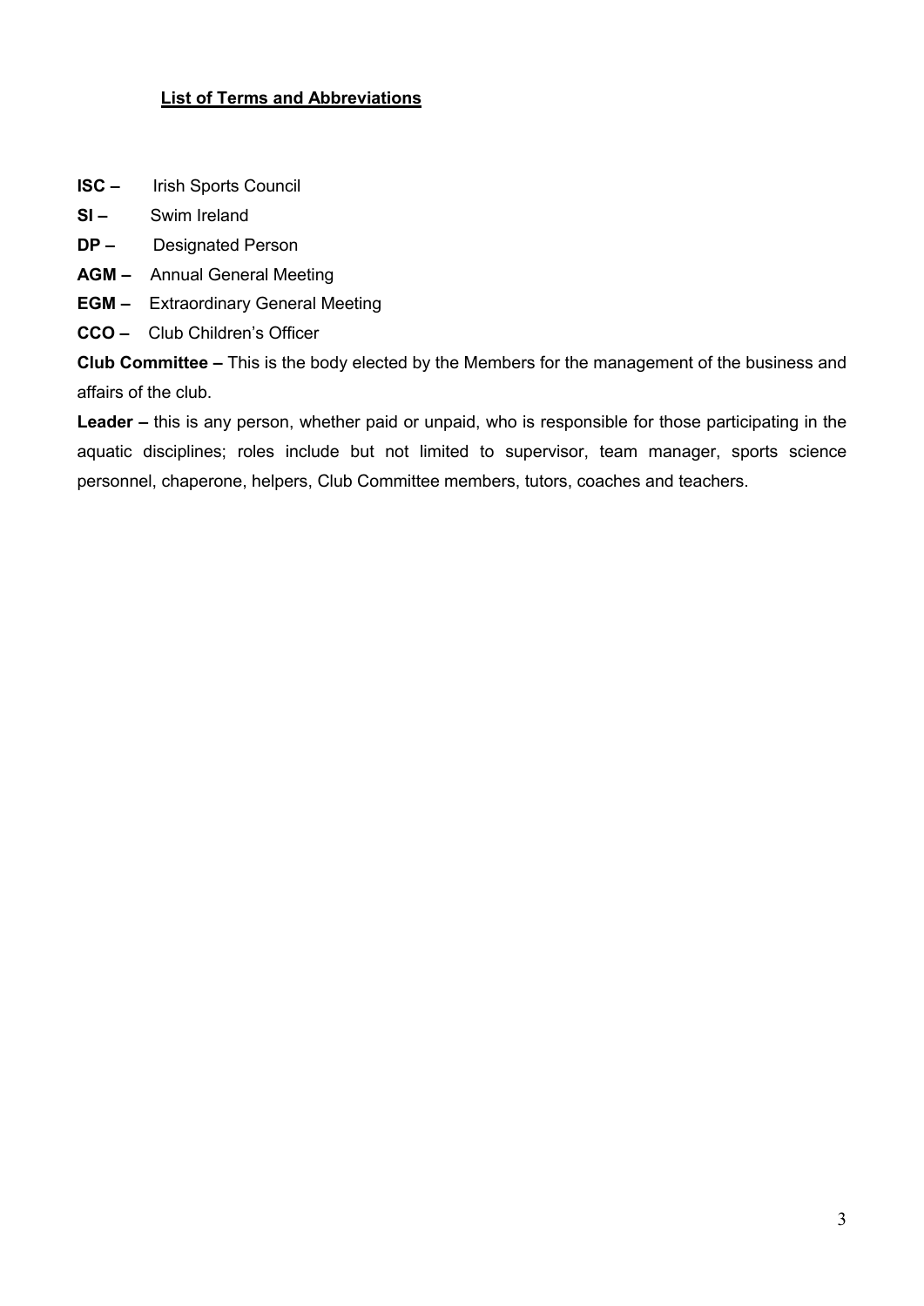## List of Terms and Abbreviations

**ISC –** Irish Sports Council

**SI –** Swim Ireland

**DP –** Designated Person

**AGM –** Annual General Meeting

**EGM –** Extraordinary General Meeting

**CCO –** Club Children's Officer

**Club Committee –** This is the body elected by the Members for the management of the business and affairs of the club.

**Leader –** this is any person, whether paid or unpaid, who is responsible for those participating in the aquatic disciplines; roles include but not limited to supervisor, team manager, sports science personnel, chaperone, helpers, Club Committee members, tutors, coaches and teachers.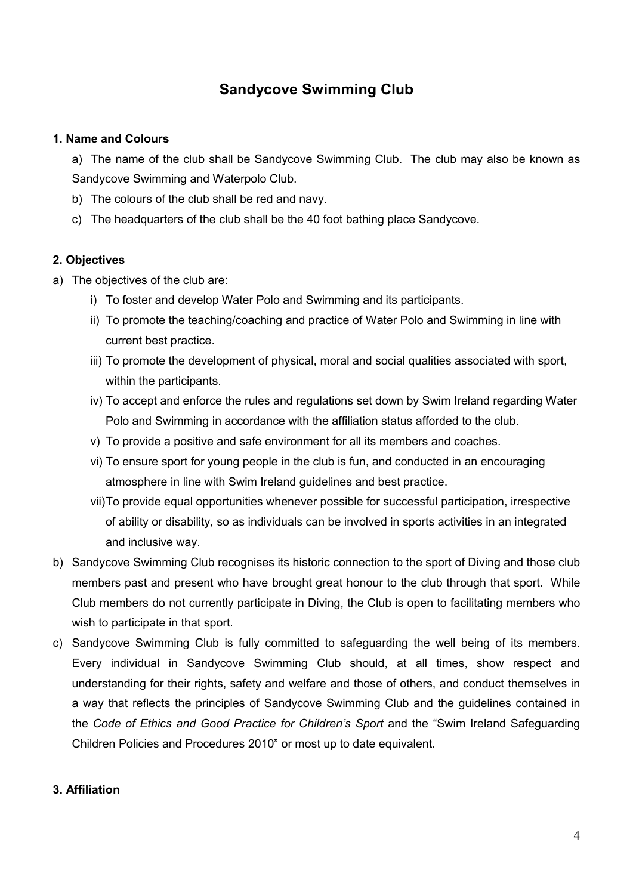# Sandycove Swimming Club

### 1. Name and Colours

a) The name of the club shall be Sandycove Swimming Club. The club may also be known as Sandycove Swimming and Waterpolo Club.

b) The colours of the club shall be red and navy.

c) The headquarters of the club shall be the 40 foot bathing place Sandycove.

### 2. Objectives

a) The objectives of the club are:

  i) To foster and develop Water Polo and Swimming and its participants.

  ii) To promote the teaching/coaching and practice of Water Polo and Swimming in line with current best practice.

  iii) To promote the development of physical, moral and social qualities associated with sport, within the participants.

  iv) To accept and enforce the rules and regulations set down by Swim Ireland regarding Water Polo and Swimming in accordance with the affiliation status afforded to the club.

  v) To provide a positive and safe environment for all its members and coaches.

  vi) To ensure sport for young people in the club is fun, and conducted in an encouraging atmosphere in line with Swim Ireland guidelines and best practice.

  vii) To provide equal opportunities whenever possible for successful participation, irrespective of ability or disability, so as individuals can be involved in sports activities in an integrated and inclusive way.

b) Sandycove Swimming Club recognises its historic connection to the sport of Diving and those club members past and present who have brought great honour to the club through that sport. While Club members do not currently participate in Diving, the Club is open to facilitating members who wish to participate in that sport.

c) Sandycove Swimming Club is fully committed to safeguarding the well being of its members. Every individual in Sandycove Swimming Club should, at all times, show respect and understanding for their rights, safety and welfare and those of others, and conduct themselves in a way that reflects the principles of Sandycove Swimming Club and the guidelines contained in the *Code of Ethics and Good Practice for Children's Sport* and the "Swim Ireland Safeguarding Children Policies and Procedures 2010" or most up to date equivalent.

### 3. Affiliation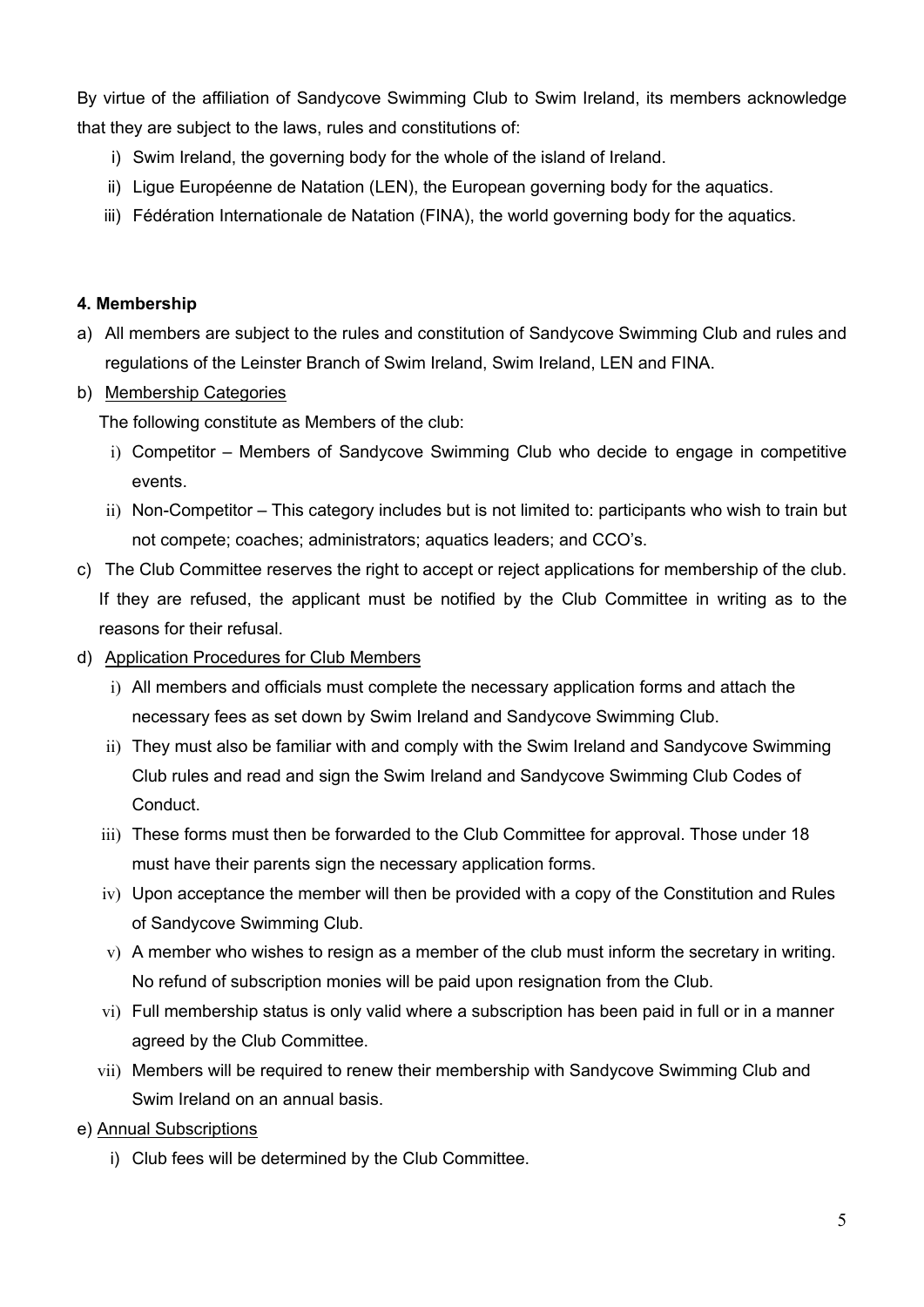By virtue of the affiliation of Sandycove Swimming Club to Swim Ireland, its members acknowledge that they are subject to the laws, rules and constitutions of:

i) Swim Ireland, the governing body for the whole of the island of Ireland.
ii) Ligue Européenne de Natation (LEN), the European governing body for the aquatics.
iii) Fédération Internationale de Natation (FINA), the world governing body for the aquatics.

**4. Membership**

a) All members are subject to the rules and constitution of Sandycove Swimming Club and rules and regulations of the Leinster Branch of Swim Ireland, Swim Ireland, LEN and FINA.

b) Membership Categories

The following constitute as Members of the club:

i) Competitor – Members of Sandycove Swimming Club who decide to engage in competitive events.
ii) Non-Competitor – This category includes but is not limited to: participants who wish to train but not compete; coaches; administrators; aquatics leaders; and CCO's.

c) The Club Committee reserves the right to accept or reject applications for membership of the club. If they are refused, the applicant must be notified by the Club Committee in writing as to the reasons for their refusal.

d) Application Procedures for Club Members

i) All members and officials must complete the necessary application forms and attach the necessary fees as set down by Swim Ireland and Sandycove Swimming Club.
ii) They must also be familiar with and comply with the Swim Ireland and Sandycove Swimming Club rules and read and sign the Swim Ireland and Sandycove Swimming Club Codes of Conduct.
iii) These forms must then be forwarded to the Club Committee for approval. Those under 18 must have their parents sign the necessary application forms.
iv) Upon acceptance the member will then be provided with a copy of the Constitution and Rules of Sandycove Swimming Club.
v) A member who wishes to resign as a member of the club must inform the secretary in writing. No refund of subscription monies will be paid upon resignation from the Club.
vi) Full membership status is only valid where a subscription has been paid in full or in a manner agreed by the Club Committee.
vii) Members will be required to renew their membership with Sandycove Swimming Club and Swim Ireland on an annual basis.

e) Annual Subscriptions

i) Club fees will be determined by the Club Committee.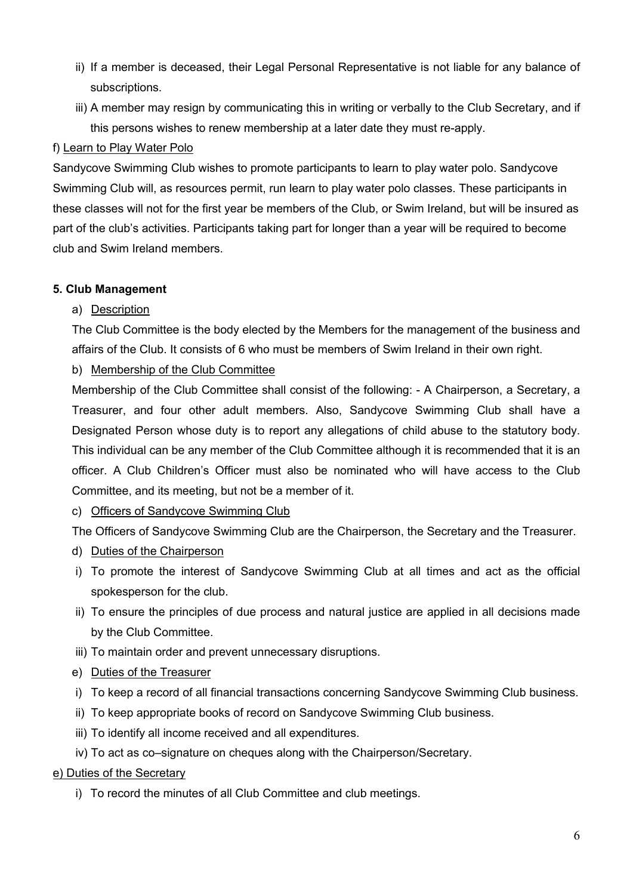ii) If a member is deceased, their Legal Personal Representative is not liable for any balance of subscriptions.

iii) A member may resign by communicating this in writing or verbally to the Club Secretary, and if this persons wishes to renew membership at a later date they must re-apply.

f) <u>Learn to Play Water Polo</u>

Sandycove Swimming Club wishes to promote participants to learn to play water polo. Sandycove Swimming Club will, as resources permit, run learn to play water polo classes. These participants in these classes will not for the first year be members of the Club, or Swim Ireland, but will be insured as part of the club's activities. Participants taking part for longer than a year will be required to become club and Swim Ireland members.

**5. Club Management**

a) <u>Description</u>

The Club Committee is the body elected by the Members for the management of the business and affairs of the Club. It consists of 6 who must be members of Swim Ireland in their own right.

b) <u>Membership of the Club Committee</u>

Membership of the Club Committee shall consist of the following: - A Chairperson, a Secretary, a Treasurer, and four other adult members. Also, Sandycove Swimming Club shall have a Designated Person whose duty is to report any allegations of child abuse to the statutory body. This individual can be any member of the Club Committee although it is recommended that it is an officer. A Club Children's Officer must also be nominated who will have access to the Club Committee, and its meeting, but not be a member of it.

c) <u>Officers of Sandycove Swimming Club</u>

The Officers of Sandycove Swimming Club are the Chairperson, the Secretary and the Treasurer.

d) <u>Duties of the Chairperson</u>

i) To promote the interest of Sandycove Swimming Club at all times and act as the official spokesperson for the club.

ii) To ensure the principles of due process and natural justice are applied in all decisions made by the Club Committee.

iii) To maintain order and prevent unnecessary disruptions.

e) <u>Duties of the Treasurer</u>

i) To keep a record of all financial transactions concerning Sandycove Swimming Club business.

ii) To keep appropriate books of record on Sandycove Swimming Club business.

iii) To identify all income received and all expenditures.

iv) To act as co–signature on cheques along with the Chairperson/Secretary.

e) <u>Duties of the Secretary</u>

i) To record the minutes of all Club Committee and club meetings.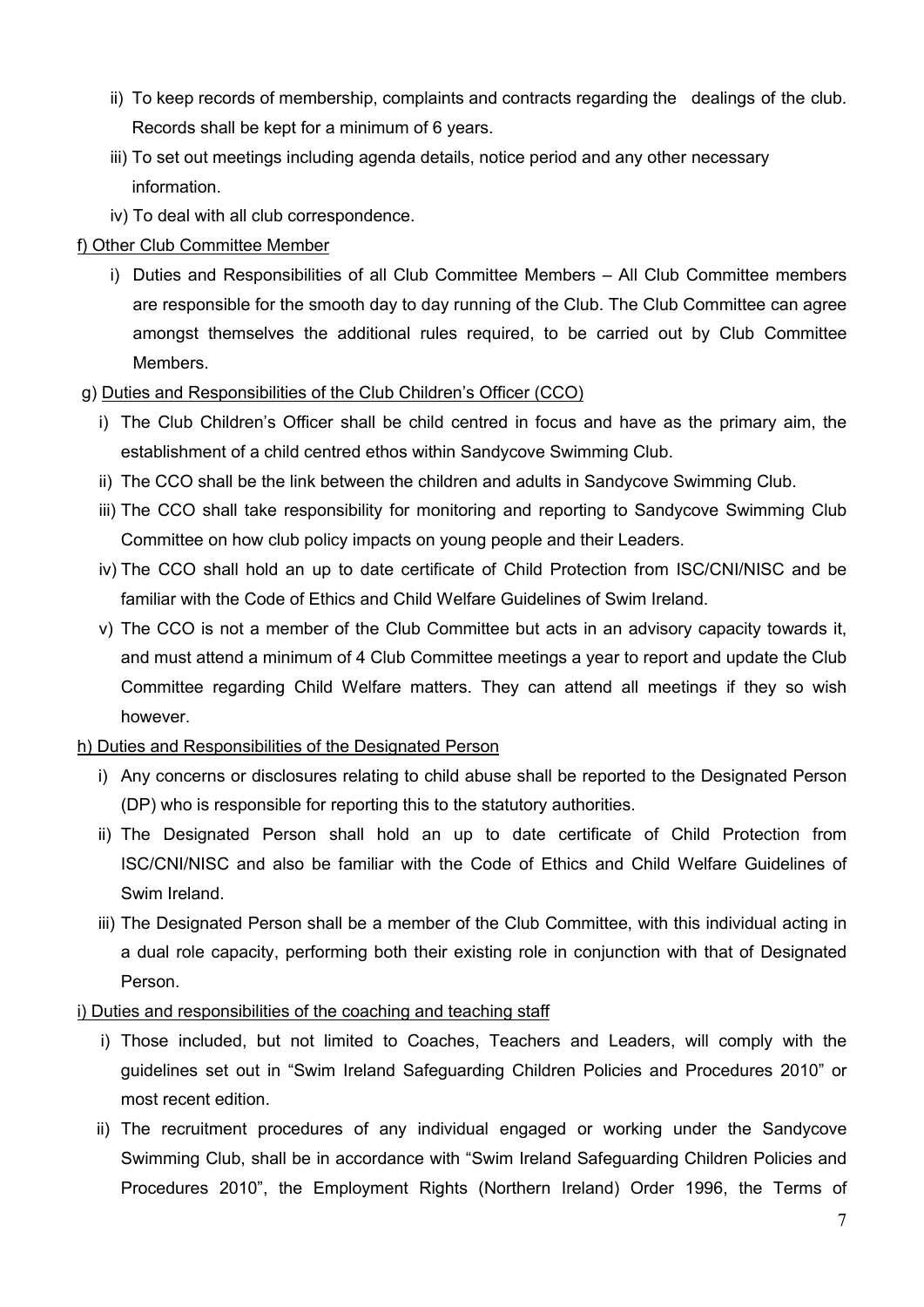ii) To keep records of membership, complaints and contracts regarding the dealings of the club. Records shall be kept for a minimum of 6 years.

iii) To set out meetings including agenda details, notice period and any other necessary information.

iv) To deal with all club correspondence.

f) <u>Other Club Committee Member</u>

i) Duties and Responsibilities of all Club Committee Members – All Club Committee members are responsible for the smooth day to day running of the Club. The Club Committee can agree amongst themselves the additional rules required, to be carried out by Club Committee Members.

g) <u>Duties and Responsibilities of the Club Children's Officer (CCO)</u>

i) The Club Children's Officer shall be child centred in focus and have as the primary aim, the establishment of a child centred ethos within Sandycove Swimming Club.

ii) The CCO shall be the link between the children and adults in Sandycove Swimming Club.

iii) The CCO shall take responsibility for monitoring and reporting to Sandycove Swimming Club Committee on how club policy impacts on young people and their Leaders.

iv) The CCO shall hold an up to date certificate of Child Protection from ISC/CNI/NISC and be familiar with the Code of Ethics and Child Welfare Guidelines of Swim Ireland.

v) The CCO is not a member of the Club Committee but acts in an advisory capacity towards it, and must attend a minimum of 4 Club Committee meetings a year to report and update the Club Committee regarding Child Welfare matters. They can attend all meetings if they so wish however.

h) <u>Duties and Responsibilities of the Designated Person</u>

i) Any concerns or disclosures relating to child abuse shall be reported to the Designated Person (DP) who is responsible for reporting this to the statutory authorities.

ii) The Designated Person shall hold an up to date certificate of Child Protection from ISC/CNI/NISC and also be familiar with the Code of Ethics and Child Welfare Guidelines of Swim Ireland.

iii) The Designated Person shall be a member of the Club Committee, with this individual acting in a dual role capacity, performing both their existing role in conjunction with that of Designated Person.

i) <u>Duties and responsibilities of the coaching and teaching staff</u>

i) Those included, but not limited to Coaches, Teachers and Leaders, will comply with the guidelines set out in "Swim Ireland Safeguarding Children Policies and Procedures 2010" or most recent edition.

ii) The recruitment procedures of any individual engaged or working under the Sandycove Swimming Club, shall be in accordance with "Swim Ireland Safeguarding Children Policies and Procedures 2010", the Employment Rights (Northern Ireland) Order 1996, the Terms of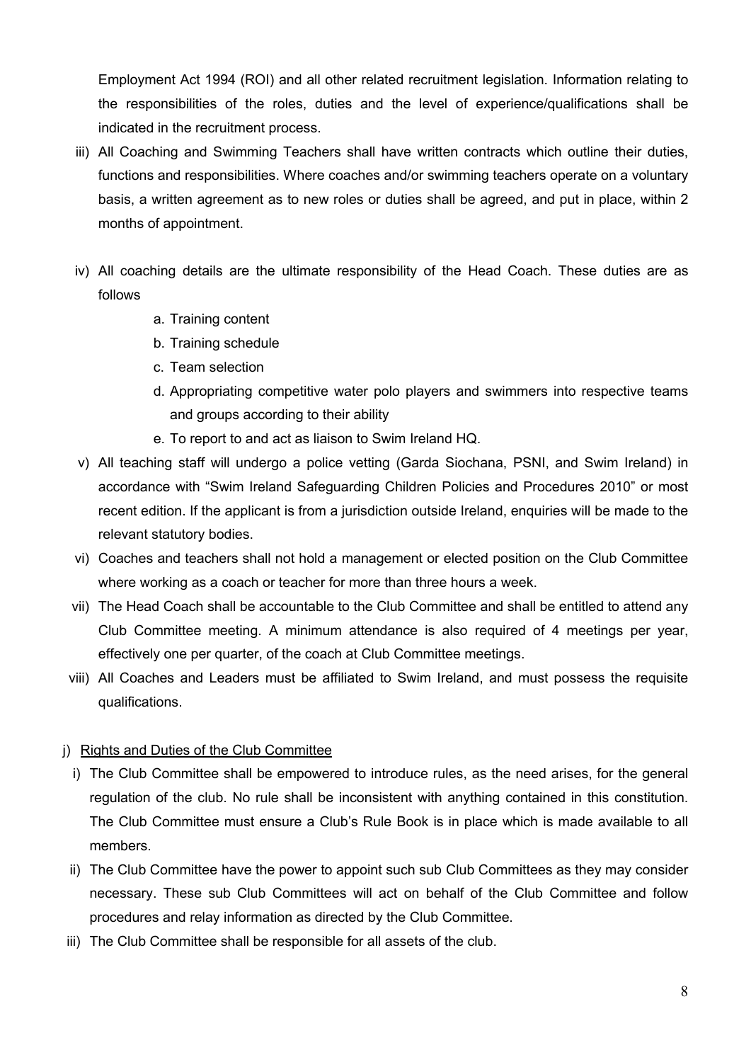Employment Act 1994 (ROI) and all other related recruitment legislation. Information relating to the responsibilities of the roles, duties and the level of experience/qualifications shall be indicated in the recruitment process.

iii) All Coaching and Swimming Teachers shall have written contracts which outline their duties, functions and responsibilities. Where coaches and/or swimming teachers operate on a voluntary basis, a written agreement as to new roles or duties shall be agreed, and put in place, within 2 months of appointment.

iv) All coaching details are the ultimate responsibility of the Head Coach. These duties are as follows

   a. Training content
   b. Training schedule
   c. Team selection
   d. Appropriating competitive water polo players and swimmers into respective teams and groups according to their ability
   e. To report to and act as liaison to Swim Ireland HQ.

v) All teaching staff will undergo a police vetting (Garda Siochana, PSNI, and Swim Ireland) in accordance with “Swim Ireland Safeguarding Children Policies and Procedures 2010” or most recent edition. If the applicant is from a jurisdiction outside Ireland, enquiries will be made to the relevant statutory bodies.

vi) Coaches and teachers shall not hold a management or elected position on the Club Committee where working as a coach or teacher for more than three hours a week.

vii) The Head Coach shall be accountable to the Club Committee and shall be entitled to attend any Club Committee meeting. A minimum attendance is also required of 4 meetings per year, effectively one per quarter, of the coach at Club Committee meetings.

viii) All Coaches and Leaders must be affiliated to Swim Ireland, and must possess the requisite qualifications.

j) Rights and Duties of the Club Committee

i) The Club Committee shall be empowered to introduce rules, as the need arises, for the general regulation of the club. No rule shall be inconsistent with anything contained in this constitution. The Club Committee must ensure a Club’s Rule Book is in place which is made available to all members.

ii) The Club Committee have the power to appoint such sub Club Committees as they may consider necessary. These sub Club Committees will act on behalf of the Club Committee and follow procedures and relay information as directed by the Club Committee.

iii) The Club Committee shall be responsible for all assets of the club.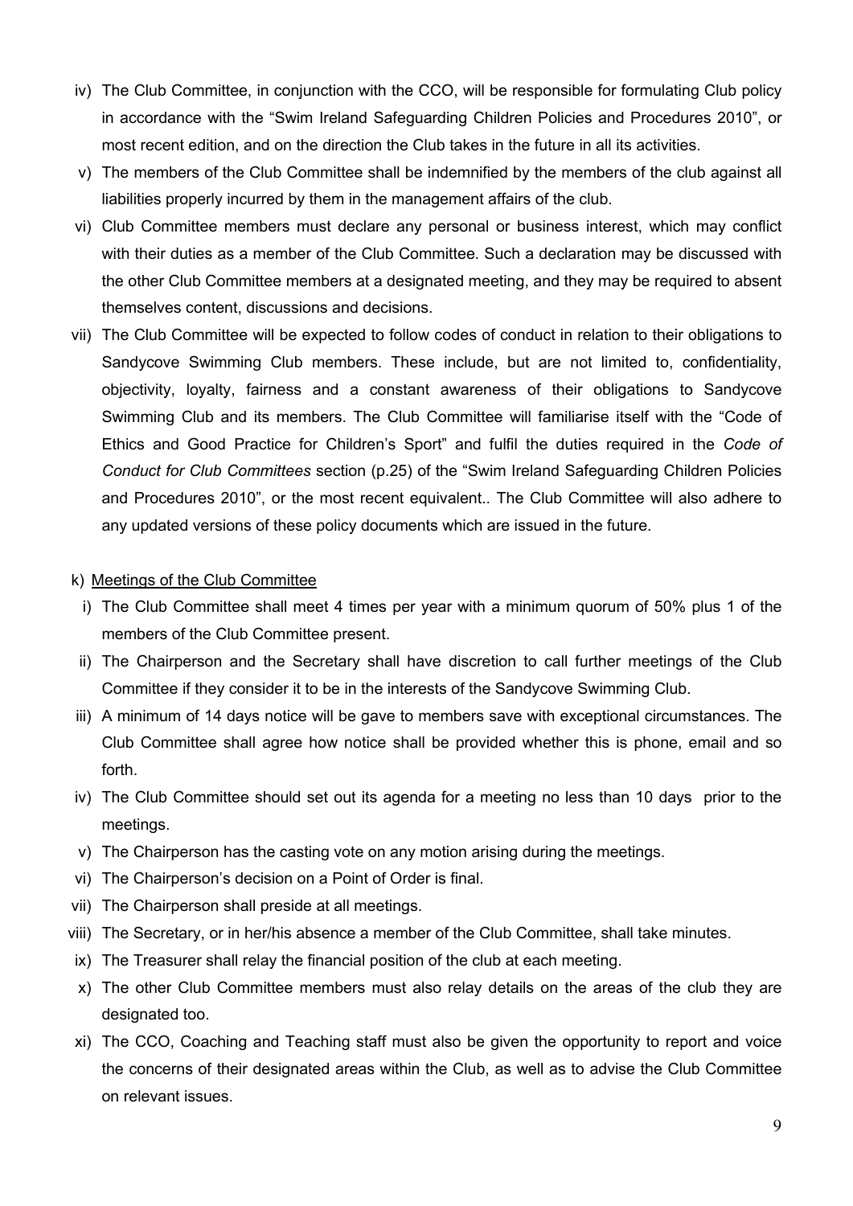iv) The Club Committee, in conjunction with the CCO, will be responsible for formulating Club policy in accordance with the "Swim Ireland Safeguarding Children Policies and Procedures 2010", or most recent edition, and on the direction the Club takes in the future in all its activities.

v) The members of the Club Committee shall be indemnified by the members of the club against all liabilities properly incurred by them in the management affairs of the club.

vi) Club Committee members must declare any personal or business interest, which may conflict with their duties as a member of the Club Committee. Such a declaration may be discussed with the other Club Committee members at a designated meeting, and they may be required to absent themselves content, discussions and decisions.

vii) The Club Committee will be expected to follow codes of conduct in relation to their obligations to Sandycove Swimming Club members. These include, but are not limited to, confidentiality, objectivity, loyalty, fairness and a constant awareness of their obligations to Sandycove Swimming Club and its members. The Club Committee will familiarise itself with the "Code of Ethics and Good Practice for Children's Sport" and fulfil the duties required in the *Code of Conduct for Club Committees* section (p.25) of the "Swim Ireland Safeguarding Children Policies and Procedures 2010", or the most recent equivalent.. The Club Committee will also adhere to any updated versions of these policy documents which are issued in the future.

k) <u>Meetings of the Club Committee</u>

i) The Club Committee shall meet 4 times per year with a minimum quorum of 50% plus 1 of the members of the Club Committee present.

ii) The Chairperson and the Secretary shall have discretion to call further meetings of the Club Committee if they consider it to be in the interests of the Sandycove Swimming Club.

iii) A minimum of 14 days notice will be gave to members save with exceptional circumstances. The Club Committee shall agree how notice shall be provided whether this is phone, email and so forth.

iv) The Club Committee should set out its agenda for a meeting no less than 10 days prior to the meetings.

v) The Chairperson has the casting vote on any motion arising during the meetings.

vi) The Chairperson's decision on a Point of Order is final.

vii) The Chairperson shall preside at all meetings.

viii) The Secretary, or in her/his absence a member of the Club Committee, shall take minutes.

ix) The Treasurer shall relay the financial position of the club at each meeting.

x) The other Club Committee members must also relay details on the areas of the club they are designated too.

xi) The CCO, Coaching and Teaching staff must also be given the opportunity to report and voice the concerns of their designated areas within the Club, as well as to advise the Club Committee on relevant issues.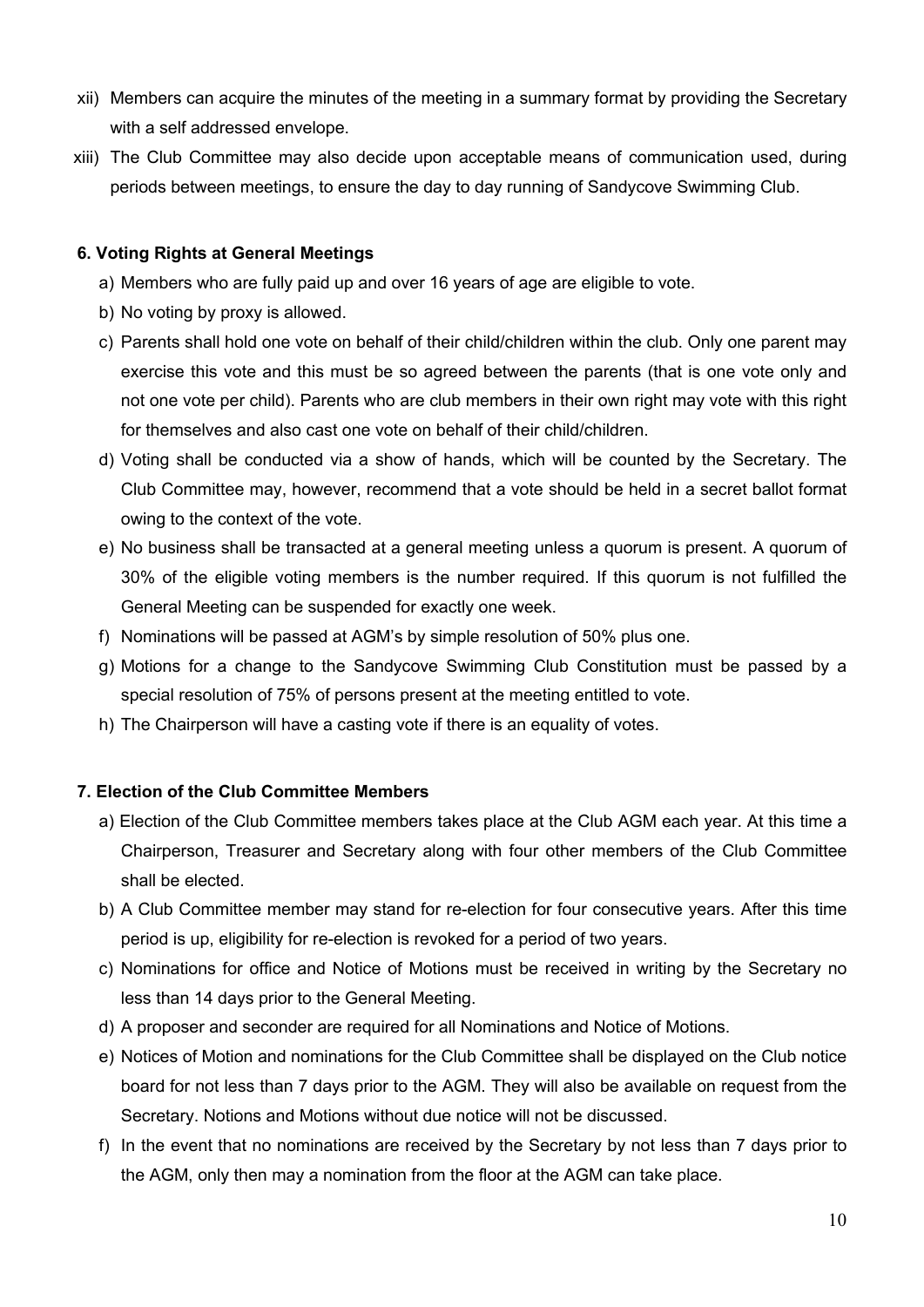xii) Members can acquire the minutes of the meeting in a summary format by providing the Secretary with a self addressed envelope.

xiii) The Club Committee may also decide upon acceptable means of communication used, during periods between meetings, to ensure the day to day running of Sandycove Swimming Club.

### 6. Voting Rights at General Meetings

a) Members who are fully paid up and over 16 years of age are eligible to vote.

b) No voting by proxy is allowed.

c) Parents shall hold one vote on behalf of their child/children within the club. Only one parent may exercise this vote and this must be so agreed between the parents (that is one vote only and not one vote per child). Parents who are club members in their own right may vote with this right for themselves and also cast one vote on behalf of their child/children.

d) Voting shall be conducted via a show of hands, which will be counted by the Secretary. The Club Committee may, however, recommend that a vote should be held in a secret ballot format owing to the context of the vote.

e) No business shall be transacted at a general meeting unless a quorum is present. A quorum of 30% of the eligible voting members is the number required. If this quorum is not fulfilled the General Meeting can be suspended for exactly one week.

f) Nominations will be passed at AGM's by simple resolution of 50% plus one.

g) Motions for a change to the Sandycove Swimming Club Constitution must be passed by a special resolution of 75% of persons present at the meeting entitled to vote.

h) The Chairperson will have a casting vote if there is an equality of votes.

### 7. Election of the Club Committee Members

a) Election of the Club Committee members takes place at the Club AGM each year. At this time a Chairperson, Treasurer and Secretary along with four other members of the Club Committee shall be elected.

b) A Club Committee member may stand for re-election for four consecutive years. After this time period is up, eligibility for re-election is revoked for a period of two years.

c) Nominations for office and Notice of Motions must be received in writing by the Secretary no less than 14 days prior to the General Meeting.

d) A proposer and seconder are required for all Nominations and Notice of Motions.

e) Notices of Motion and nominations for the Club Committee shall be displayed on the Club notice board for not less than 7 days prior to the AGM. They will also be available on request from the Secretary. Notions and Motions without due notice will not be discussed.

f) In the event that no nominations are received by the Secretary by not less than 7 days prior to the AGM, only then may a nomination from the floor at the AGM can take place.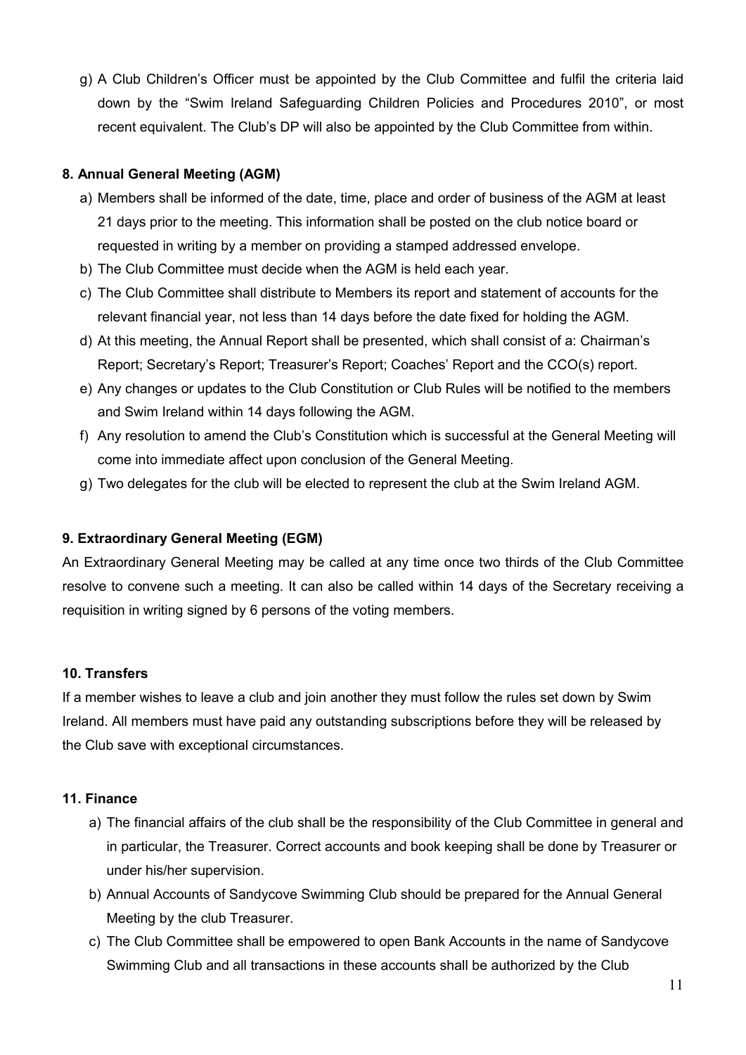g) A Club Children's Officer must be appointed by the Club Committee and fulfil the criteria laid down by the "Swim Ireland Safeguarding Children Policies and Procedures 2010", or most recent equivalent. The Club's DP will also be appointed by the Club Committee from within.

**8. Annual General Meeting (AGM)**

a) Members shall be informed of the date, time, place and order of business of the AGM at least 21 days prior to the meeting. This information shall be posted on the club notice board or requested in writing by a member on providing a stamped addressed envelope.
b) The Club Committee must decide when the AGM is held each year.
c) The Club Committee shall distribute to Members its report and statement of accounts for the relevant financial year, not less than 14 days before the date fixed for holding the AGM.
d) At this meeting, the Annual Report shall be presented, which shall consist of a: Chairman's Report; Secretary's Report; Treasurer's Report; Coaches' Report and the CCO(s) report.
e) Any changes or updates to the Club Constitution or Club Rules will be notified to the members and Swim Ireland within 14 days following the AGM.
f) Any resolution to amend the Club's Constitution which is successful at the General Meeting will come into immediate affect upon conclusion of the General Meeting.
g) Two delegates for the club will be elected to represent the club at the Swim Ireland AGM.

**9. Extraordinary General Meeting (EGM)**

An Extraordinary General Meeting may be called at any time once two thirds of the Club Committee resolve to convene such a meeting. It can also be called within 14 days of the Secretary receiving a requisition in writing signed by 6 persons of the voting members.

**10. Transfers**

If a member wishes to leave a club and join another they must follow the rules set down by Swim Ireland. All members must have paid any outstanding subscriptions before they will be released by the Club save with exceptional circumstances.

**11. Finance**

a) The financial affairs of the club shall be the responsibility of the Club Committee in general and in particular, the Treasurer. Correct accounts and book keeping shall be done by Treasurer or under his/her supervision.
b) Annual Accounts of Sandycove Swimming Club should be prepared for the Annual General Meeting by the club Treasurer.
c) The Club Committee shall be empowered to open Bank Accounts in the name of Sandycove Swimming Club and all transactions in these accounts shall be authorized by the Club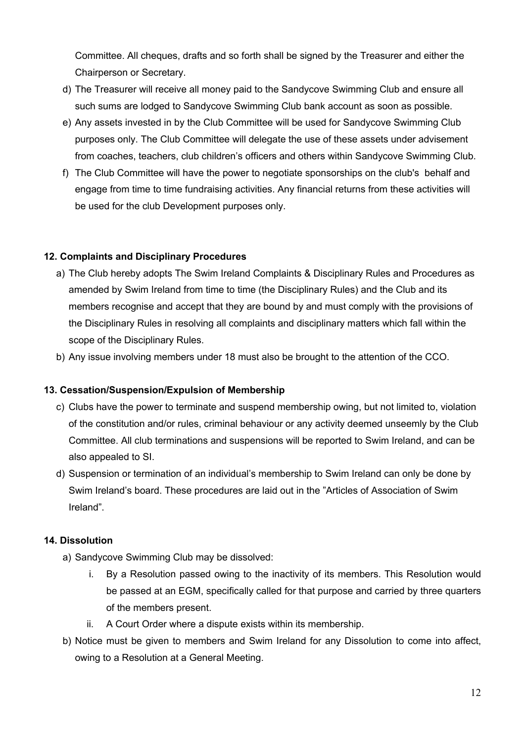Committee. All cheques, drafts and so forth shall be signed by the Treasurer and either the Chairperson or Secretary.

d) The Treasurer will receive all money paid to the Sandycove Swimming Club and ensure all such sums are lodged to Sandycove Swimming Club bank account as soon as possible.
e) Any assets invested in by the Club Committee will be used for Sandycove Swimming Club purposes only. The Club Committee will delegate the use of these assets under advisement from coaches, teachers, club children's officers and others within Sandycove Swimming Club.
f) The Club Committee will have the power to negotiate sponsorships on the club's behalf and engage from time to time fundraising activities. Any financial returns from these activities will be used for the club Development purposes only.

**12. Complaints and Disciplinary Procedures**

a) The Club hereby adopts The Swim Ireland Complaints & Disciplinary Rules and Procedures as amended by Swim Ireland from time to time (the Disciplinary Rules) and the Club and its members recognise and accept that they are bound by and must comply with the provisions of the Disciplinary Rules in resolving all complaints and disciplinary matters which fall within the scope of the Disciplinary Rules.
b) Any issue involving members under 18 must also be brought to the attention of the CCO.

**13. Cessation/Suspension/Expulsion of Membership**

c) Clubs have the power to terminate and suspend membership owing, but not limited to, violation of the constitution and/or rules, criminal behaviour or any activity deemed unseemly by the Club Committee. All club terminations and suspensions will be reported to Swim Ireland, and can be also appealed to SI.
d) Suspension or termination of an individual's membership to Swim Ireland can only be done by Swim Ireland's board. These procedures are laid out in the "Articles of Association of Swim Ireland".

**14. Dissolution**

a) Sandycove Swimming Club may be dissolved:
   i. By a Resolution passed owing to the inactivity of its members. This Resolution would be passed at an EGM, specifically called for that purpose and carried by three quarters of the members present.
   ii. A Court Order where a dispute exists within its membership.
b) Notice must be given to members and Swim Ireland for any Dissolution to come into affect, owing to a Resolution at a General Meeting.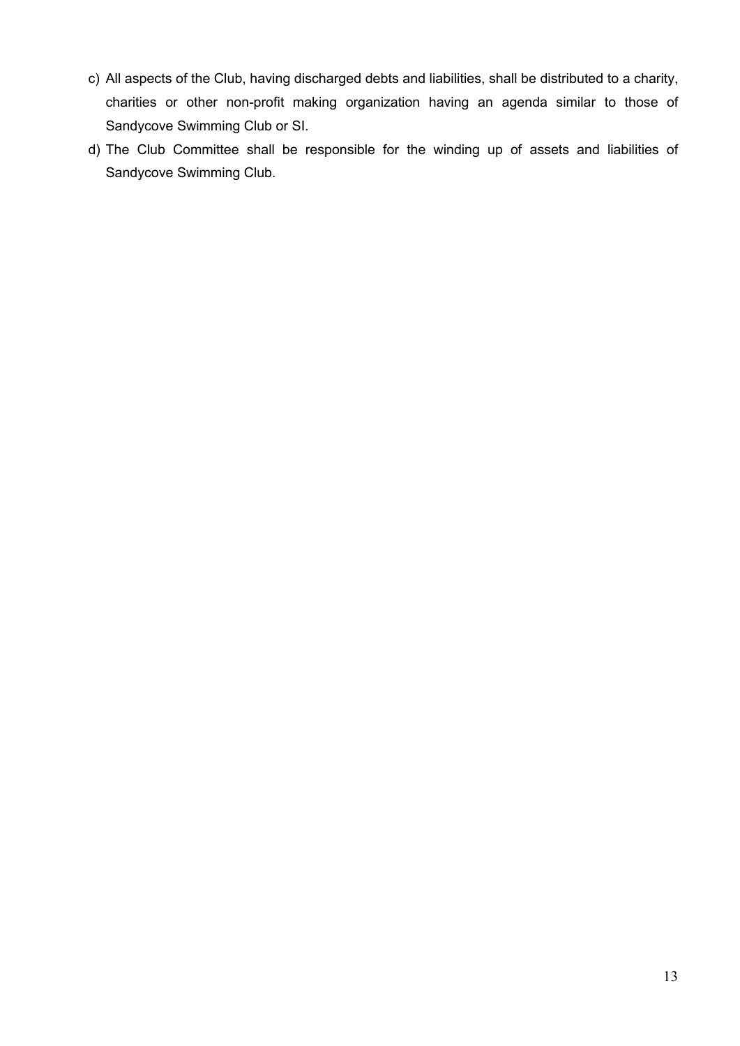c) All aspects of the Club, having discharged debts and liabilities, shall be distributed to a charity, charities or other non-profit making organization having an agenda similar to those of Sandycove Swimming Club or SI.

d) The Club Committee shall be responsible for the winding up of assets and liabilities of Sandycove Swimming Club.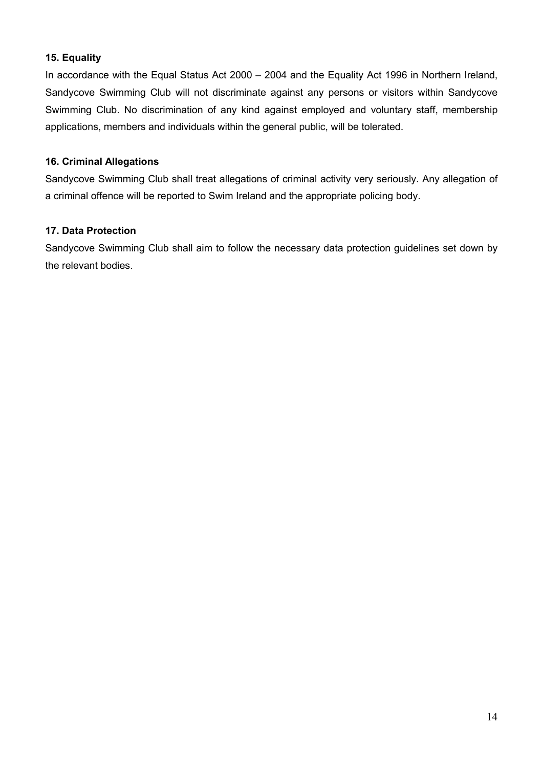### 15. Equality

In accordance with the Equal Status Act 2000 – 2004 and the Equality Act 1996 in Northern Ireland, Sandycove Swimming Club will not discriminate against any persons or visitors within Sandycove Swimming Club. No discrimination of any kind against employed and voluntary staff, membership applications, members and individuals within the general public, will be tolerated.

### 16. Criminal Allegations

Sandycove Swimming Club shall treat allegations of criminal activity very seriously. Any allegation of a criminal offence will be reported to Swim Ireland and the appropriate policing body.

### 17. Data Protection

Sandycove Swimming Club shall aim to follow the necessary data protection guidelines set down by the relevant bodies.